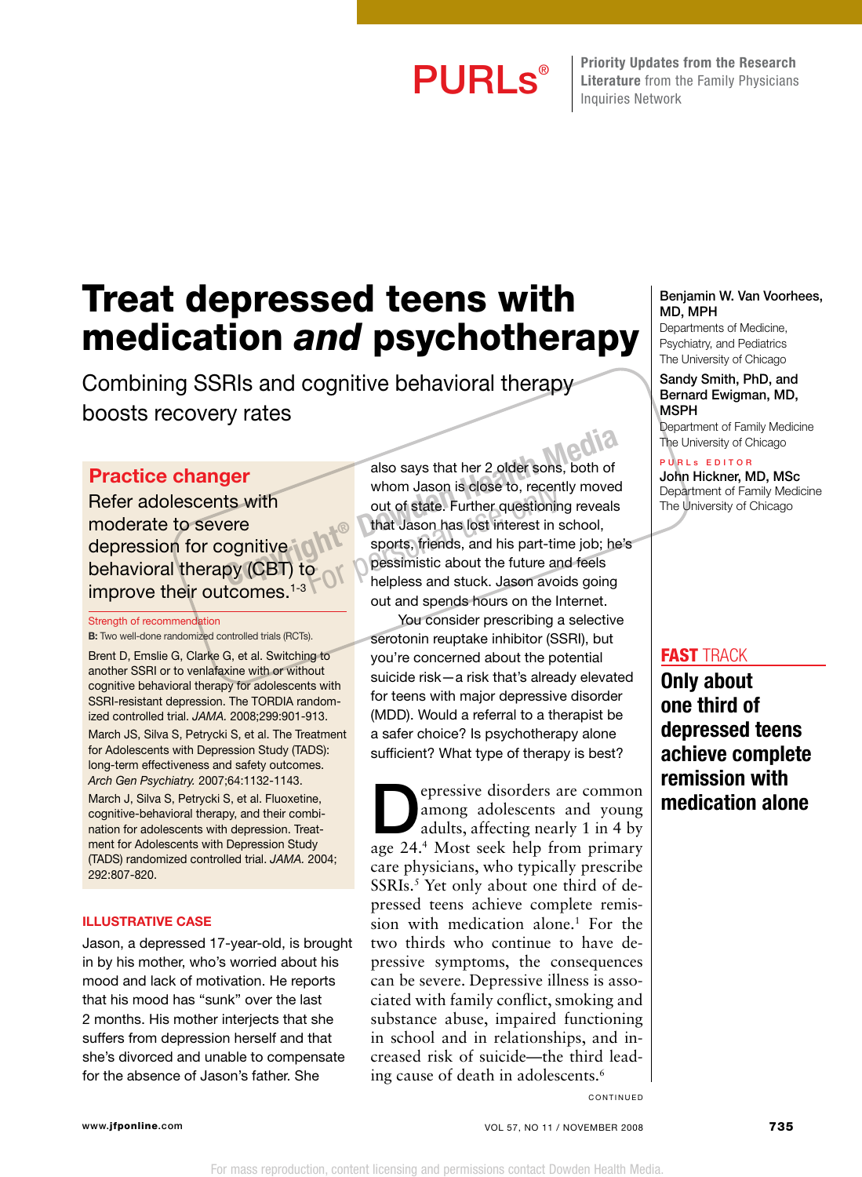PURLs® Priority Updates from the Research Literature from the Family Physicians Inquiries Network

# Treat depressed teens with medication *and* psychotherapy

## Combining SSRIs and cognitive behavioral therapy boosts recovery rates

Benjamin W. Van Voorhees, MD, MPH
Departments of Medicine, Psychiatry, and Pediatrics
The University of Chicago

Sandy Smith, PhD, and Bernard Ewigman, MD, MSPH
Department of Family Medicine
The University of Chicago

PURLs EDITOR
John Hickner, MD, MSc
Department of Family Medicine
The University of Chicago

### Practice changer

Refer adolescents with moderate to severe depression for cognitive behavioral therapy (CBT) to improve their outcomes.[1-3]

Strength of recommendation

**B:** Two well-done randomized controlled trials (RCTs).

Brent D, Emslie G, Clarke G, et al. Switching to another SSRI or to venlafaxine with or without cognitive behavioral therapy for adolescents with SSRI-resistant depression. The TORDIA randomized controlled trial. *JAMA.* 2008;299:901-913.

March JS, Silva S, Petrycki S, et al. The Treatment for Adolescents with Depression Study (TADS): long-term effectiveness and safety outcomes. *Arch Gen Psychiatry.* 2007;64:1132-1143.

March J, Silva S, Petrycki S, et al. Fluoxetine, cognitive-behavioral therapy, and their combination for adolescents with depression. Treatment for Adolescents with Depression Study (TADS) randomized controlled trial. *JAMA.* 2004; 292:807-820.

### ILLUSTRATIVE CASE

Jason, a depressed 17-year-old, is brought in by his mother, who's worried about his mood and lack of motivation. He reports that his mood has "sunk" over the last 2 months. His mother interjects that she suffers from depression herself and that she's divorced and unable to compensate for the absence of Jason's father. She also says that her 2 older sons, both of whom Jason is close to, recently moved out of state. Further questioning reveals that Jason has lost interest in school, sports, friends, and his part-time job; he's pessimistic about the future and feels helpless and stuck. Jason avoids going out and spends hours on the Internet.

You consider prescribing a selective serotonin reuptake inhibitor (SSRI), but you're concerned about the potential suicide risk—a risk that's already elevated for teens with major depressive disorder (MDD). Would a referral to a therapist be a safer choice? Is psychotherapy alone sufficient? What type of therapy is best?

Depressive disorders are common among adolescents and young adults, affecting nearly 1 in 4 by age 24.[4] Most seek help from primary care physicians, who typically prescribe SSRIs.[5] Yet only about one third of depressed teens achieve complete remission with medication alone.[1] For the two thirds who continue to have depressive symptoms, the consequences can be severe. Depressive illness is associated with family conflict, smoking and substance abuse, impaired functioning in school and in relationships, and increased risk of suicide—the third leading cause of death in adolescents.[6]

**FAST TRACK**
**Only about one third of depressed teens achieve complete remission with medication alone**

CONTINUED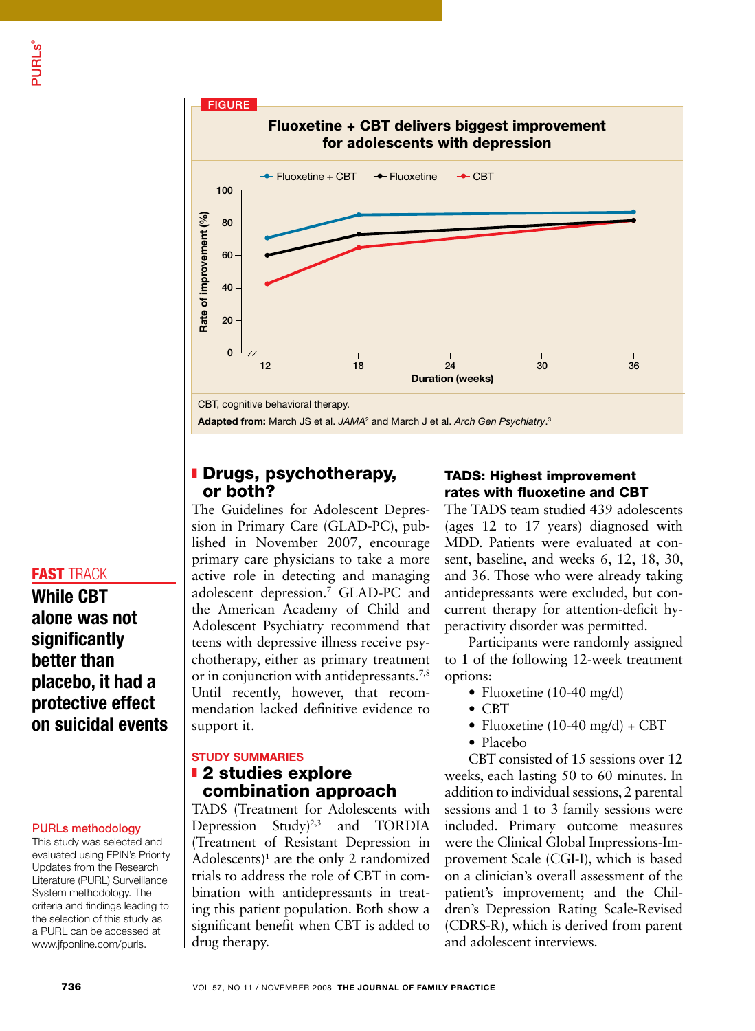FIGURE

**Fluoxetine + CBT delivers biggest improvement for adolescents with depression**

CBT, cognitive behavioral therapy.

**Adapted from:** March JS et al. *JAMA*[2] and March J et al. *Arch Gen Psychiatry*.[3]

**FAST TRACK**

**While CBT alone was not significantly better than placebo, it had a protective effect on suicidal events**

**PURLs methodology**

This study was selected and evaluated using FPIN's Priority Updates from the Research Literature (PURL) Surveillance System methodology. The criteria and findings leading to the selection of this study as a PURL can be accessed at www.jfponline.com/purls.

## Drugs, psychotherapy, or both?

The Guidelines for Adolescent Depression in Primary Care (GLAD-PC), published in November 2007, encourage primary care physicians to take a more active role in detecting and managing adolescent depression.[7] GLAD-PC and the American Academy of Child and Adolescent Psychiatry recommend that teens with depressive illness receive psychotherapy, either as primary treatment or in conjunction with antidepressants.[7,8] Until recently, however, that recommendation lacked definitive evidence to support it.

STUDY SUMMARIES

## 2 studies explore combination approach

TADS (Treatment for Adolescents with Depression Study)[2,3] and TORDIA (Treatment of Resistant Depression in Adolescents)[1] are the only 2 randomized trials to address the role of CBT in combination with antidepressants in treating this patient population. Both show a significant benefit when CBT is added to drug therapy.

### TADS: Highest improvement rates with fluoxetine and CBT

The TADS team studied 439 adolescents (ages 12 to 17 years) diagnosed with MDD. Patients were evaluated at consent, baseline, and weeks 6, 12, 18, 30, and 36. Those who were already taking antidepressants were excluded, but concurrent therapy for attention-deficit hyperactivity disorder was permitted.

Participants were randomly assigned to 1 of the following 12-week treatment options:

- Fluoxetine (10-40 mg/d)
- CBT
- Fluoxetine (10-40 mg/d) + CBT
- Placebo

CBT consisted of 15 sessions over 12 weeks, each lasting 50 to 60 minutes. In addition to individual sessions, 2 parental sessions and 1 to 3 family sessions were included. Primary outcome measures were the Clinical Global Impressions-Improvement Scale (CGI-I), which is based on a clinician's overall assessment of the patient's improvement; and the Children's Depression Rating Scale-Revised (CDRS-R), which is derived from parent and adolescent interviews.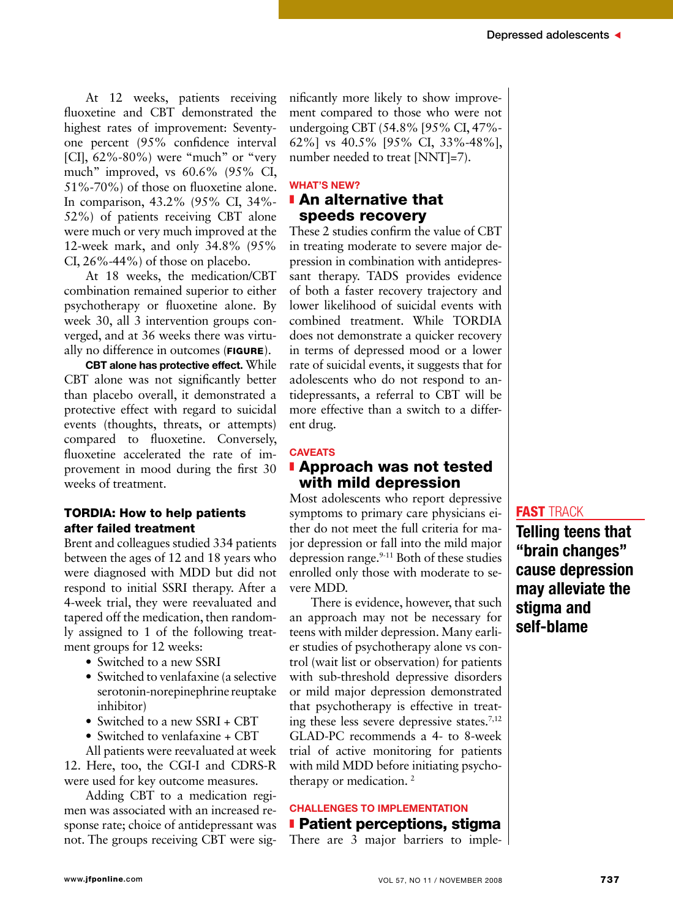At 12 weeks, patients receiving fluoxetine and CBT demonstrated the highest rates of improvement: Seventy-one percent (95% confidence interval [CI], 62%-80%) were "much" or "very much" improved, vs 60.6% (95% CI, 51%-70%) of those on fluoxetine alone. In comparison, 43.2% (95% CI, 34%-52%) of patients receiving CBT alone were much or very much improved at the 12-week mark, and only 34.8% (95% CI, 26%-44%) of those on placebo.

At 18 weeks, the medication/CBT combination remained superior to either psychotherapy or fluoxetine alone. By week 30, all 3 intervention groups converged, and at 36 weeks there was virtually no difference in outcomes (**FIGURE**).

**CBT alone has protective effect.** While CBT alone was not significantly better than placebo overall, it demonstrated a protective effect with regard to suicidal events (thoughts, threats, or attempts) compared to fluoxetine. Conversely, fluoxetine accelerated the rate of improvement in mood during the first 30 weeks of treatment.

### TORDIA: How to help patients after failed treatment

Brent and colleagues studied 334 patients between the ages of 12 and 18 years who were diagnosed with MDD but did not respond to initial SSRI therapy. After a 4-week trial, they were reevaluated and tapered off the medication, then randomly assigned to 1 of the following treatment groups for 12 weeks:

- Switched to a new SSRI
- Switched to venlafaxine (a selective serotonin-norepinephrine reuptake inhibitor)
- Switched to a new SSRI + CBT
- Switched to venlafaxine + CBT

All patients were reevaluated at week 12. Here, too, the CGI-I and CDRS-R were used for key outcome measures.

Adding CBT to a medication regimen was associated with an increased response rate; choice of antidepressant was not. The groups receiving CBT were significantly more likely to show improvement compared to those who were not undergoing CBT (54.8% [95% CI, 47%-62%] vs 40.5% [95% CI, 33%-48%], number needed to treat [NNT]=7).

WHAT'S NEW?

## An alternative that speeds recovery

These 2 studies confirm the value of CBT in treating moderate to severe major depression in combination with antidepressant therapy. TADS provides evidence of both a faster recovery trajectory and lower likelihood of suicidal events with combined treatment. While TORDIA does not demonstrate a quicker recovery in terms of depressed mood or a lower rate of suicidal events, it suggests that for adolescents who do not respond to antidepressants, a referral to CBT will be more effective than a switch to a different drug.

CAVEATS

## Approach was not tested with mild depression

Most adolescents who report depressive symptoms to primary care physicians either do not meet the full criteria for major depression or fall into the mild major depression range.[9-11] Both of these studies enrolled only those with moderate to severe MDD.

There is evidence, however, that such an approach may not be necessary for teens with milder depression. Many earlier studies of psychotherapy alone vs control (wait list or observation) for patients with sub-threshold depressive disorders or mild major depression demonstrated that psychotherapy is effective in treating these less severe depressive states.[7,12] GLAD-PC recommends a 4- to 8-week trial of active monitoring for patients with mild MDD before initiating psychotherapy or medication.[2]

CHALLENGES TO IMPLEMENTATION

## Patient perceptions, stigma

There are 3 major barriers to imple-

**FAST TRACK**

**Telling teens that "brain changes" cause depression may alleviate the stigma and self-blame**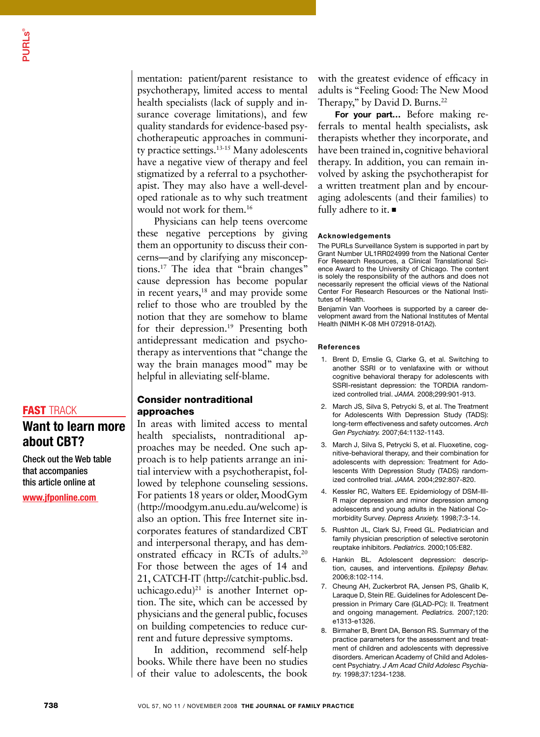mentation: patient/parent resistance to psychotherapy, limited access to mental health specialists (lack of supply and insurance coverage limitations), and few quality standards for evidence-based psychotherapeutic approaches in community practice settings.[13-15] Many adolescents have a negative view of therapy and feel stigmatized by a referral to a psychotherapist. They may also have a well-developed rationale as to why such treatment would not work for them.[16]

Physicians can help teens overcome these negative perceptions by giving them an opportunity to discuss their concerns—and by clarifying any misconceptions.[17] The idea that "brain changes" cause depression has become popular in recent years,[18] and may provide some relief to those who are troubled by the notion that they are somehow to blame for their depression.[19] Presenting both antidepressant medication and psychotherapy as interventions that "change the way the brain manages mood" may be helpful in alleviating self-blame.

**FAST TRACK**

**Want to learn more about CBT?**

Check out the Web table that accompanies this article online at www.jfponline.com

## Consider nontraditional approaches

In areas with limited access to mental health specialists, nontraditional approaches may be needed. One such approach is to help patients arrange an initial interview with a psychotherapist, followed by telephone counseling sessions. For patients 18 years or older, MoodGym (http://moodgym.anu.edu.au/welcome) is also an option. This free Internet site incorporates features of standardized CBT and interpersonal therapy, and has demonstrated efficacy in RCTs of adults.[20] For those between the ages of 14 and 21, CATCH-IT (http://catchit-public.bsd.uchicago.edu)[21] is another Internet option. The site, which can be accessed by physicians and the general public, focuses on building competencies to reduce current and future depressive symptoms.

In addition, recommend self-help books. While there have been no studies of their value to adolescents, the book with the greatest evidence of efficacy in adults is "Feeling Good: The New Mood Therapy," by David D. Burns.[22]

**For your part...** Before making referrals to mental health specialists, ask therapists whether they incorporate, and have been trained in, cognitive behavioral therapy. In addition, you can remain involved by asking the psychotherapist for a written treatment plan and by encouraging adolescents (and their families) to fully adhere to it. ■

### Acknowledgements

The PURLs Surveillance System is supported in part by Grant Number UL1RR024999 from the National Center For Research Resources, a Clinical Translational Science Award to the University of Chicago. The content is solely the responsibility of the authors and does not necessarily represent the official views of the National Center For Research Resources or the National Institutes of Health.

Benjamin Van Voorhees is supported by a career development award from the National Institutes of Mental Health (NIMH K-08 MH 072918-01A2).

### References

1. Brent D, Emslie G, Clarke G, et al. Switching to another SSRI or to venlafaxine with or without cognitive behavioral therapy for adolescents with SSRI-resistant depression: the TORDIA randomized controlled trial. *JAMA.* 2008;299:901-913.
2. March JS, Silva S, Petrycki S, et al. The Treatment for Adolescents With Depression Study (TADS): long-term effectiveness and safety outcomes. *Arch Gen Psychiatry.* 2007;64:1132-1143.
3. March J, Silva S, Petrycki S, et al. Fluoxetine, cognitive-behavioral therapy, and their combination for adolescents with depression: Treatment for Adolescents With Depression Study (TADS) randomized controlled trial. *JAMA.* 2004;292:807-820.
4. Kessler RC, Walters EE. Epidemiology of DSM-III-R major depression and minor depression among adolescents and young adults in the National Comorbidity Survey. *Depress Anxiety.* 1998;7:3-14.
5. Rushton JL, Clark SJ, Freed GL. Pediatrician and family physician prescription of selective serotonin reuptake inhibitors. *Pediatrics.* 2000;105:E82.
6. Hankin BL. Adolescent depression: description, causes, and interventions. *Epilepsy Behav.* 2006;8:102-114.
7. Cheung AH, Zuckerbrot RA, Jensen PS, Ghalib K, Laraque D, Stein RE. Guidelines for Adolescent Depression in Primary Care (GLAD-PC): II. Treatment and ongoing management. *Pediatrics.* 2007;120:e1313-e1326.
8. Birmaher B, Brent DA, Benson RS. Summary of the practice parameters for the assessment and treatment of children and adolescents with depressive disorders. American Academy of Child and Adolescent Psychiatry. *J Am Acad Child Adolesc Psychiatry.* 1998;37:1234-1238.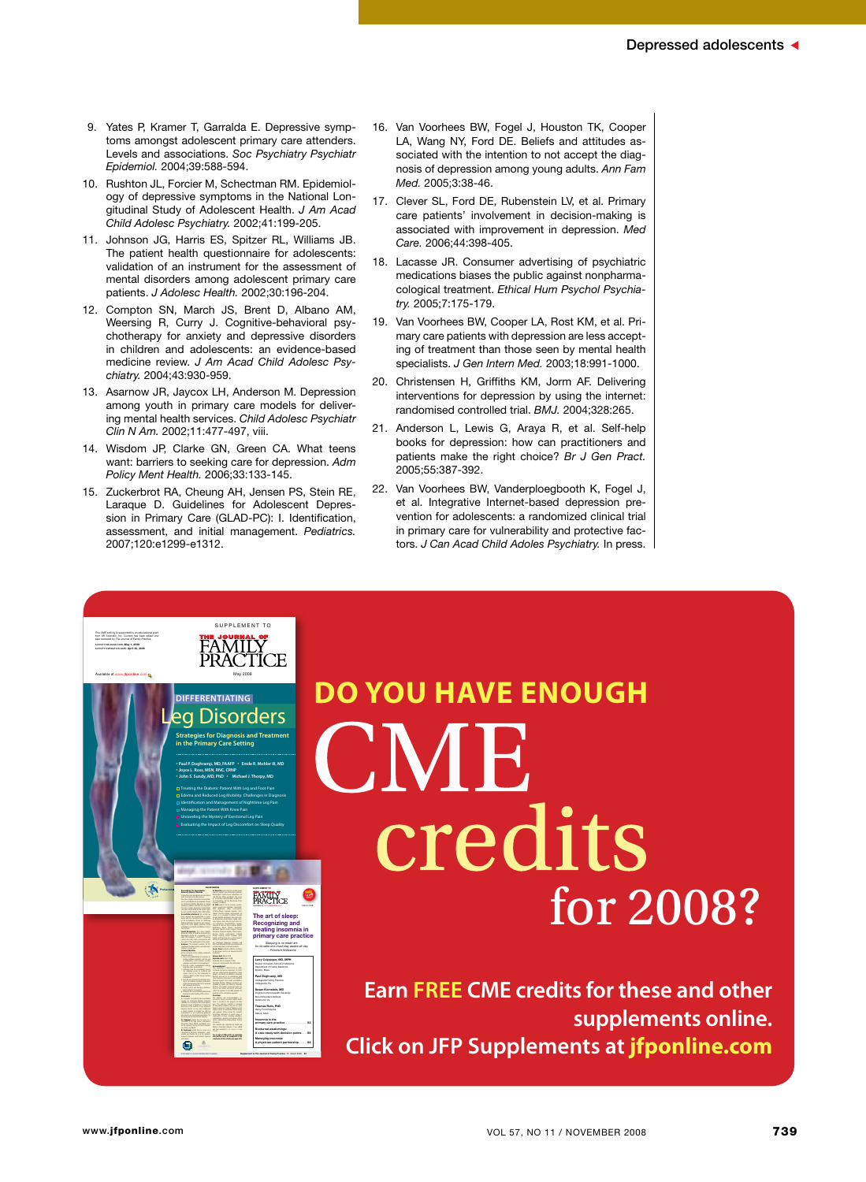9. Yates P, Kramer T, Garralda E. Depressive symptoms amongst adolescent primary care attenders. Levels and associations. *Soc Psychiatry Psychiatr Epidemiol.* 2004;39:588-594.
10. Rushton JL, Forcier M, Schectman RM. Epidemiology of depressive symptoms in the National Longitudinal Study of Adolescent Health. *J Am Acad Child Adolesc Psychiatry.* 2002;41:199-205.
11. Johnson JG, Harris ES, Spitzer RL, Williams JB. The patient health questionnaire for adolescents: validation of an instrument for the assessment of mental disorders among adolescent primary care patients. *J Adolesc Health.* 2002;30:196-204.
12. Compton SN, March JS, Brent D, Albano AM, Weersing R, Curry J. Cognitive-behavioral psychotherapy for anxiety and depressive disorders in children and adolescents: an evidence-based medicine review. *J Am Acad Child Adolesc Psychiatry.* 2004;43:930-959.
13. Asarnow JR, Jaycox LH, Anderson M. Depression among youth in primary care models for delivering mental health services. *Child Adolesc Psychiatr Clin N Am.* 2002;11:477-497, viii.
14. Wisdom JP, Clarke GN, Green CA. What teens want: barriers to seeking care for depression. *Adm Policy Ment Health.* 2006;33:133-145.
15. Zuckerbrot RA, Cheung AH, Jensen PS, Stein RE, Laraque D. Guidelines for Adolescent Depression in Primary Care (GLAD-PC): I. Identification, assessment, and initial management. *Pediatrics.* 2007;120:e1299-e1312.
16. Van Voorhees BW, Fogel J, Houston TK, Cooper LA, Wang NY, Ford DE. Beliefs and attitudes associated with the intention to not accept the diagnosis of depression among young adults. *Ann Fam Med.* 2005;3:38-46.
17. Clever SL, Ford DE, Rubenstein LV, et al. Primary care patients' involvement in decision-making is associated with improvement in depression. *Med Care.* 2006;44:398-405.
18. Lacasse JR. Consumer advertising of psychiatric medications biases the public against nonpharmacological treatment. *Ethical Hum Psychol Psychiatry.* 2005;7:175-179.
19. Van Voorhees BW, Cooper LA, Rost KM, et al. Primary care patients with depression are less accepting of treatment than those seen by mental health specialists. *J Gen Intern Med.* 2003;18:991-1000.
20. Christensen H, Griffiths KM, Jorm AF. Delivering interventions for depression by using the internet: randomised controlled trial. *BMJ.* 2004;328:265.
21. Anderson L, Lewis G, Araya R, et al. Self-help books for depression: how can practitioners and patients make the right choice? *Br J Gen Pract.* 2005;55:387-392.
22. Van Voorhees BW, Vanderploegbooth K, Fogel J, et al. Integrative Internet-based depression prevention for adolescents: a randomized clinical trial in primary care for vulnerability and protective factors. *J Can Acad Child Adoles Psychiatry.* In press.

DO YOU HAVE ENOUGH CME credits for 2008?

Earn FREE CME credits for these and other supplements online. Click on JFP Supplements at jfponline.com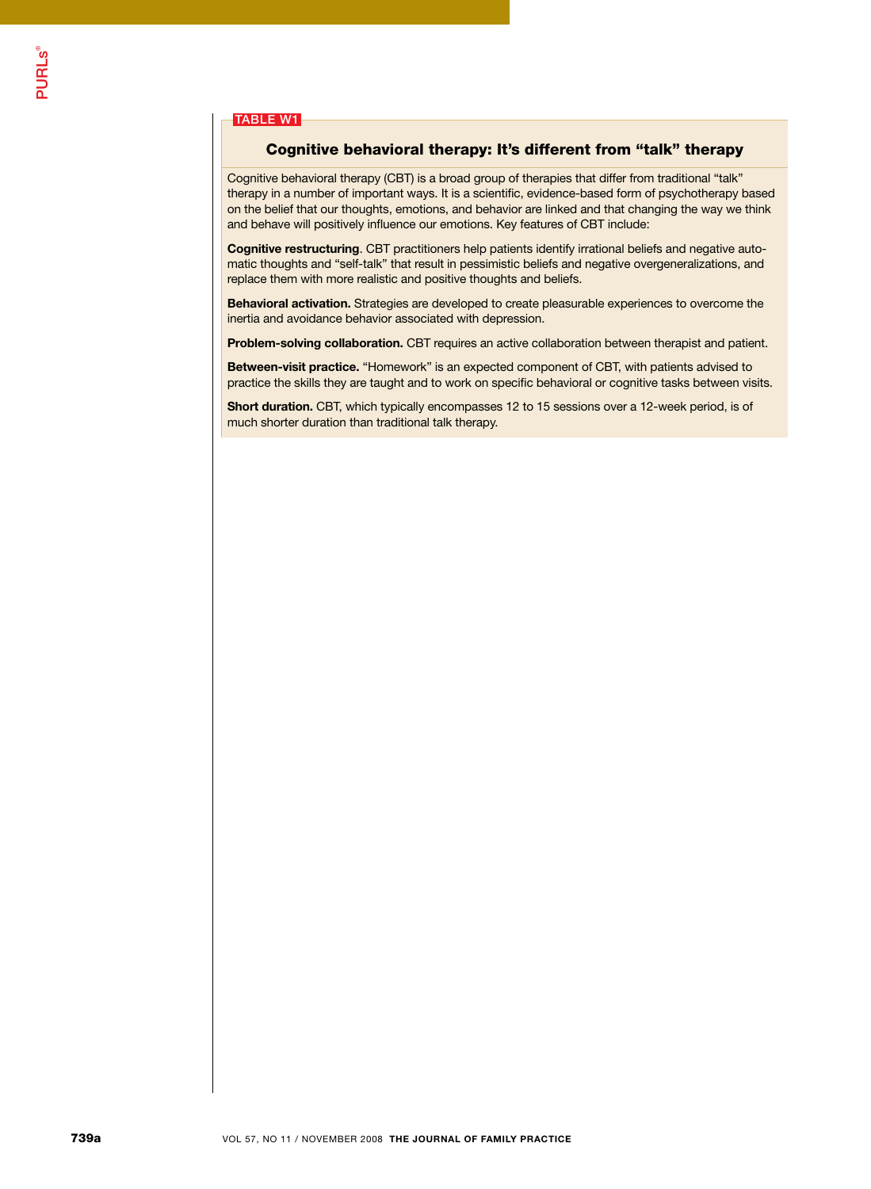TABLE W1

## Cognitive behavioral therapy: It's different from "talk" therapy

Cognitive behavioral therapy (CBT) is a broad group of therapies that differ from traditional "talk" therapy in a number of important ways. It is a scientific, evidence-based form of psychotherapy based on the belief that our thoughts, emotions, and behavior are linked and that changing the way we think and behave will positively influence our emotions. Key features of CBT include:

**Cognitive restructuring**. CBT practitioners help patients identify irrational beliefs and negative automatic thoughts and "self-talk" that result in pessimistic beliefs and negative overgeneralizations, and replace them with more realistic and positive thoughts and beliefs.

**Behavioral activation.** Strategies are developed to create pleasurable experiences to overcome the inertia and avoidance behavior associated with depression.

**Problem-solving collaboration.** CBT requires an active collaboration between therapist and patient.

**Between-visit practice.** "Homework" is an expected component of CBT, with patients advised to practice the skills they are taught and to work on specific behavioral or cognitive tasks between visits.

**Short duration.** CBT, which typically encompasses 12 to 15 sessions over a 12-week period, is of much shorter duration than traditional talk therapy.